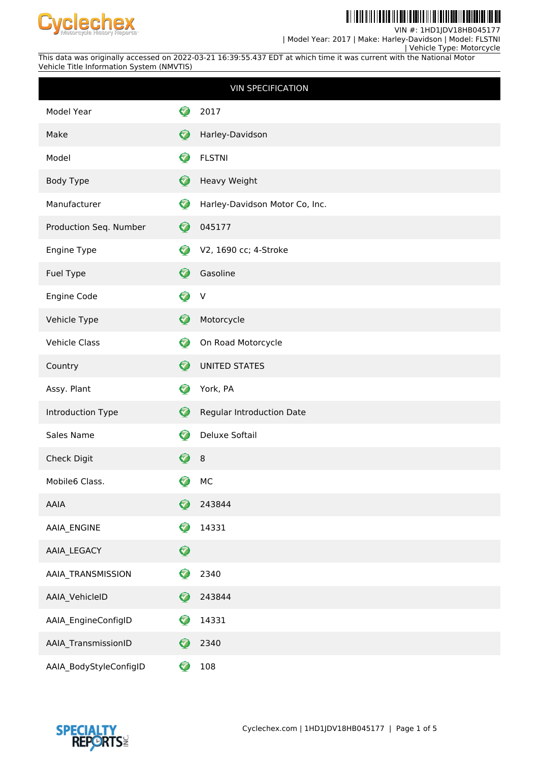VIN #: 1HD1JDV18HB045177
| Model Year: 2017 | Make: Harley-Davidson | Model: FLSTNI
| Vehicle Type: Motorcycle

This data was originally accessed on 2022-03-21 16:39:55.437 EDT at which time it was current with the National Motor Vehicle Title Information System (NMVTIS)

| VIN SPECIFICATION | |
|---|---|
| Model Year | 2017 |
| Make | Harley-Davidson |
| Model | FLSTNI |
| Body Type | Heavy Weight |
| Manufacturer | Harley-Davidson Motor Co, Inc. |
| Production Seq. Number | 045177 |
| Engine Type | V2, 1690 cc; 4-Stroke |
| Fuel Type | Gasoline |
| Engine Code | V |
| Vehicle Type | Motorcycle |
| Vehicle Class | On Road Motorcycle |
| Country | UNITED STATES |
| Assy. Plant | York, PA |
| Introduction Type | Regular Introduction Date |
| Sales Name | Deluxe Softail |
| Check Digit | 8 |
| Mobile6 Class. | MC |
| AAIA | 243844 |
| AAIA_ENGINE | 14331 |
| AAIA_LEGACY | |
| AAIA_TRANSMISSION | 2340 |
| AAIA_VehicleID | 243844 |
| AAIA_EngineConfigID | 14331 |
| AAIA_TransmissionID | 2340 |
| AAIA_BodyStyleConfigID | 108 |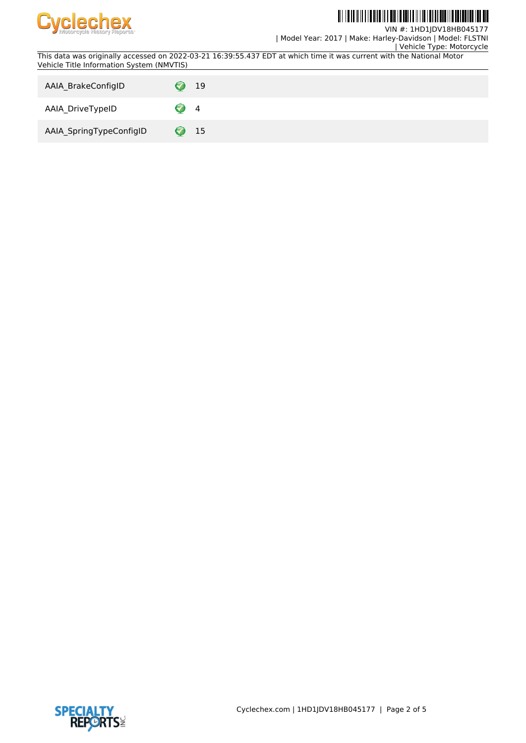This data was originally accessed on 2022-03-21 16:39:55.437 EDT at which time it was current with the National Motor Vehicle Title Information System (NMVTIS)

| | | |
|---|---|---|
| AAIA_BrakeConfigID | ✓ | 19 |
| AAIA_DriveTypeID | ✓ | 4 |
| AAIA_SpringTypeConfigID | ✓ | 15 |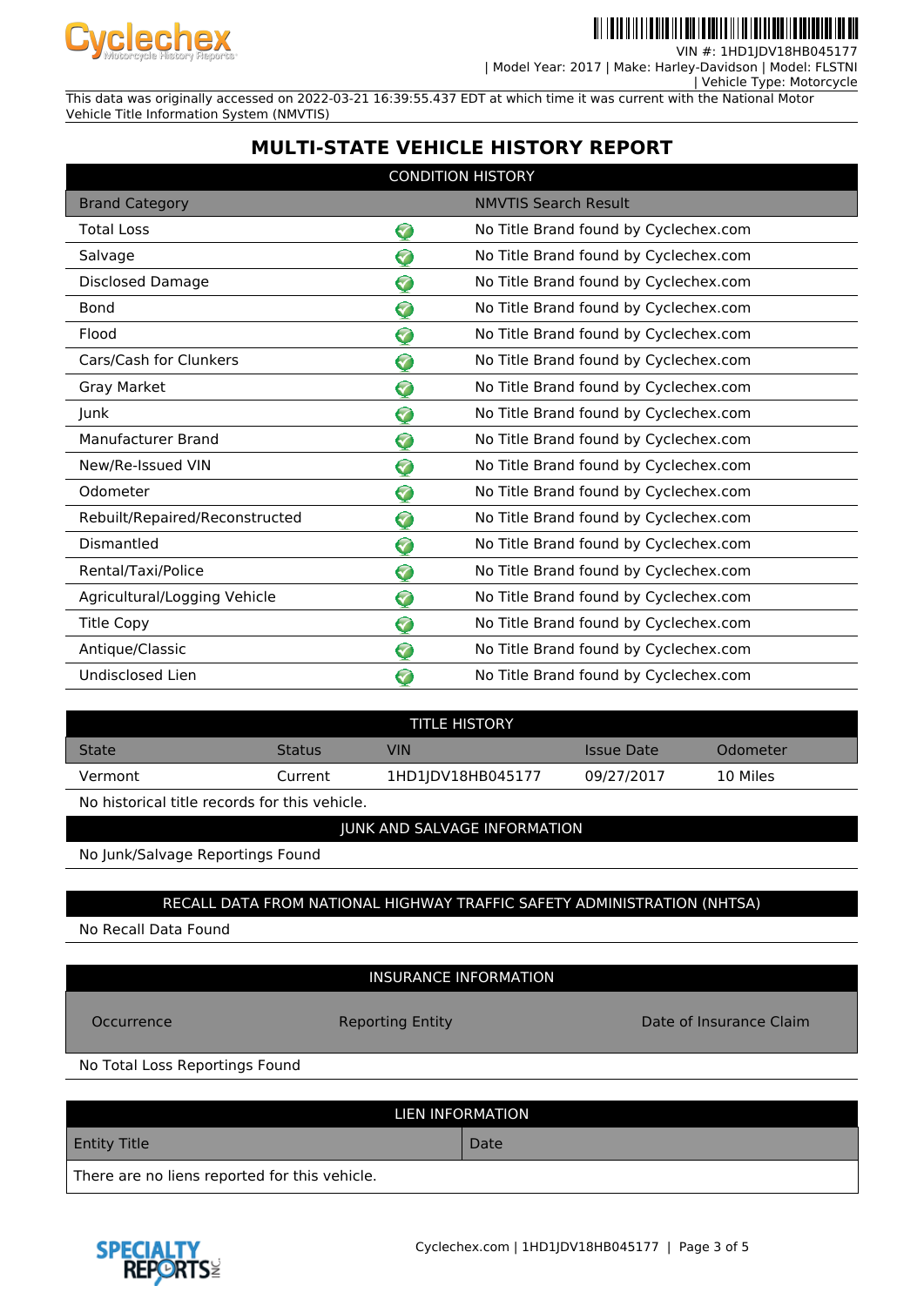VIN #: 1HD1JDV18HB045177
| Model Year: 2017 | Make: Harley-Davidson | Model: FLSTNI
| Vehicle Type: Motorcycle

This data was originally accessed on 2022-03-21 16:39:55.437 EDT at which time it was current with the National Motor Vehicle Title Information System (NMVTIS)

# MULTI-STATE VEHICLE HISTORY REPORT

## CONDITION HISTORY

| Brand Category | | NMVTIS Search Result |
|---|---|---|
| Total Loss | ✓ | No Title Brand found by Cyclechex.com |
| Salvage | ✓ | No Title Brand found by Cyclechex.com |
| Disclosed Damage | ✓ | No Title Brand found by Cyclechex.com |
| Bond | ✓ | No Title Brand found by Cyclechex.com |
| Flood | ✓ | No Title Brand found by Cyclechex.com |
| Cars/Cash for Clunkers | ✓ | No Title Brand found by Cyclechex.com |
| Gray Market | ✓ | No Title Brand found by Cyclechex.com |
| Junk | ✓ | No Title Brand found by Cyclechex.com |
| Manufacturer Brand | ✓ | No Title Brand found by Cyclechex.com |
| New/Re-Issued VIN | ✓ | No Title Brand found by Cyclechex.com |
| Odometer | ✓ | No Title Brand found by Cyclechex.com |
| Rebuilt/Repaired/Reconstructed | ✓ | No Title Brand found by Cyclechex.com |
| Dismantled | ✓ | No Title Brand found by Cyclechex.com |
| Rental/Taxi/Police | ✓ | No Title Brand found by Cyclechex.com |
| Agricultural/Logging Vehicle | ✓ | No Title Brand found by Cyclechex.com |
| Title Copy | ✓ | No Title Brand found by Cyclechex.com |
| Antique/Classic | ✓ | No Title Brand found by Cyclechex.com |
| Undisclosed Lien | ✓ | No Title Brand found by Cyclechex.com |

## TITLE HISTORY

| State | Status | VIN | Issue Date | Odometer |
|---|---|---|---|---|
| Vermont | Current | 1HD1JDV18HB045177 | 09/27/2017 | 10 Miles |

No historical title records for this vehicle.

## JUNK AND SALVAGE INFORMATION

No Junk/Salvage Reportings Found

## RECALL DATA FROM NATIONAL HIGHWAY TRAFFIC SAFETY ADMINISTRATION (NHTSA)

No Recall Data Found

## INSURANCE INFORMATION

| Occurrence | Reporting Entity | Date of Insurance Claim |
|---|---|---|

No Total Loss Reportings Found

## LIEN INFORMATION

| Entity Title | Date |
|---|---|
| There are no liens reported for this vehicle. | |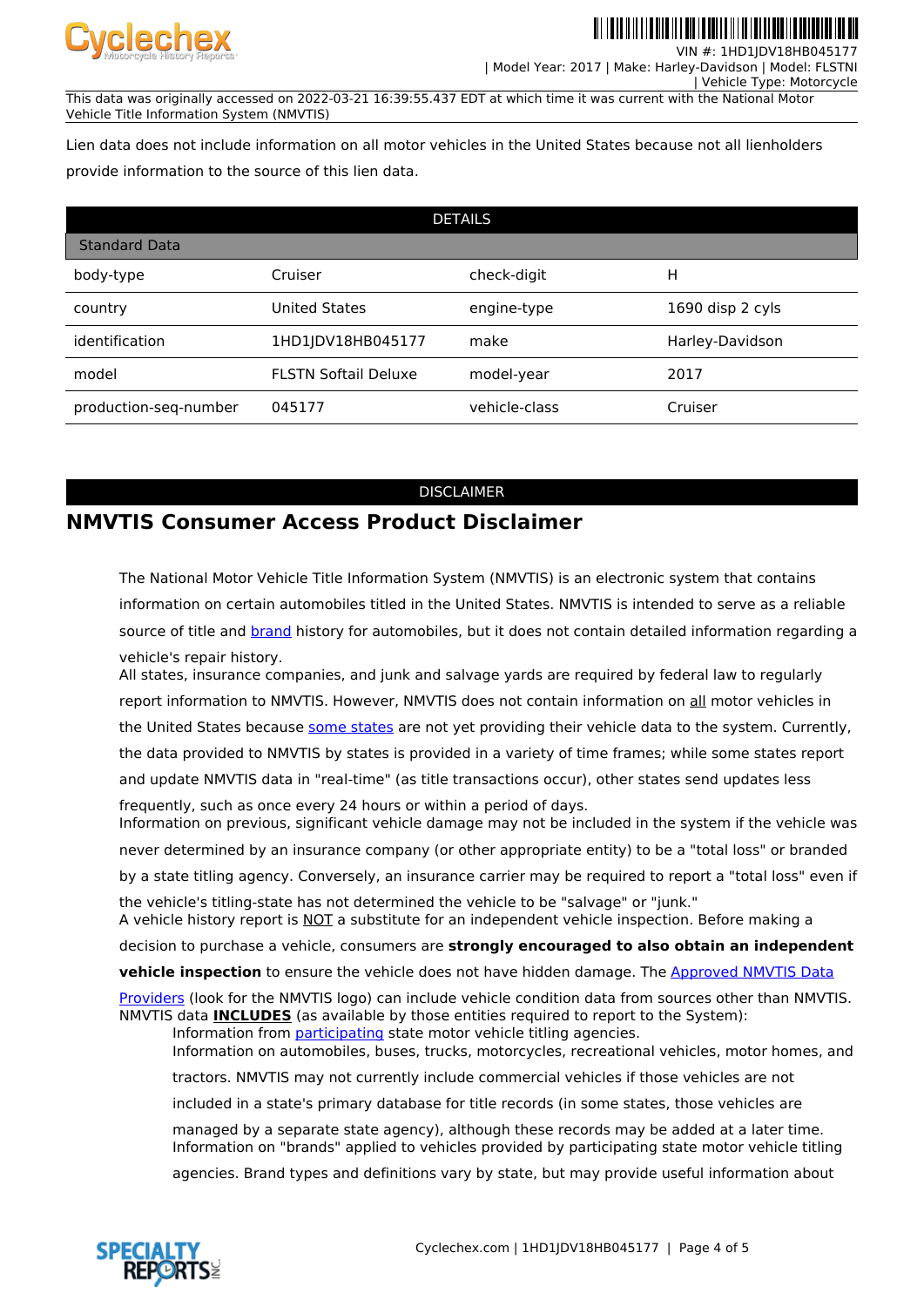This data was originally accessed on 2022-03-21 16:39:55.437 EDT at which time it was current with the National Motor Vehicle Title Information System (NMVTIS)

Lien data does not include information on all motor vehicles in the United States because not all lienholders provide information to the source of this lien data.

## DETAILS

| Standard Data | | | |
|---|---|---|---|
| body-type | Cruiser | check-digit | H |
| country | United States | engine-type | 1690 disp 2 cyls |
| identification | 1HD1JDV18HB045177 | make | Harley-Davidson |
| model | FLSTN Softail Deluxe | model-year | 2017 |
| production-seq-number | 045177 | vehicle-class | Cruiser |

## DISCLAIMER

## NMVTIS Consumer Access Product Disclaimer

The National Motor Vehicle Title Information System (NMVTIS) is an electronic system that contains information on certain automobiles titled in the United States. NMVTIS is intended to serve as a reliable source of title and brand history for automobiles, but it does not contain detailed information regarding a vehicle's repair history.

All states, insurance companies, and junk and salvage yards are required by federal law to regularly report information to NMVTIS. However, NMVTIS does not contain information on all motor vehicles in the United States because some states are not yet providing their vehicle data to the system. Currently, the data provided to NMVTIS by states is provided in a variety of time frames; while some states report and update NMVTIS data in "real-time" (as title transactions occur), other states send updates less frequently, such as once every 24 hours or within a period of days.

Information on previous, significant vehicle damage may not be included in the system if the vehicle was never determined by an insurance company (or other appropriate entity) to be a "total loss" or branded by a state titling agency. Conversely, an insurance carrier may be required to report a "total loss" even if the vehicle's titling-state has not determined the vehicle to be "salvage" or "junk."

A vehicle history report is NOT a substitute for an independent vehicle inspection. Before making a decision to purchase a vehicle, consumers are **strongly encouraged to also obtain an independent vehicle inspection** to ensure the vehicle does not have hidden damage. The Approved NMVTIS Data Providers (look for the NMVTIS logo) can include vehicle condition data from sources other than NMVTIS.

NMVTIS data **INCLUDES** (as available by those entities required to report to the System):

- Information from participating state motor vehicle titling agencies.
- Information on automobiles, buses, trucks, motorcycles, recreational vehicles, motor homes, and tractors. NMVTIS may not currently include commercial vehicles if those vehicles are not included in a state's primary database for title records (in some states, those vehicles are managed by a separate state agency), although these records may be added at a later time.
- Information on "brands" applied to vehicles provided by participating state motor vehicle titling agencies. Brand types and definitions vary by state, but may provide useful information about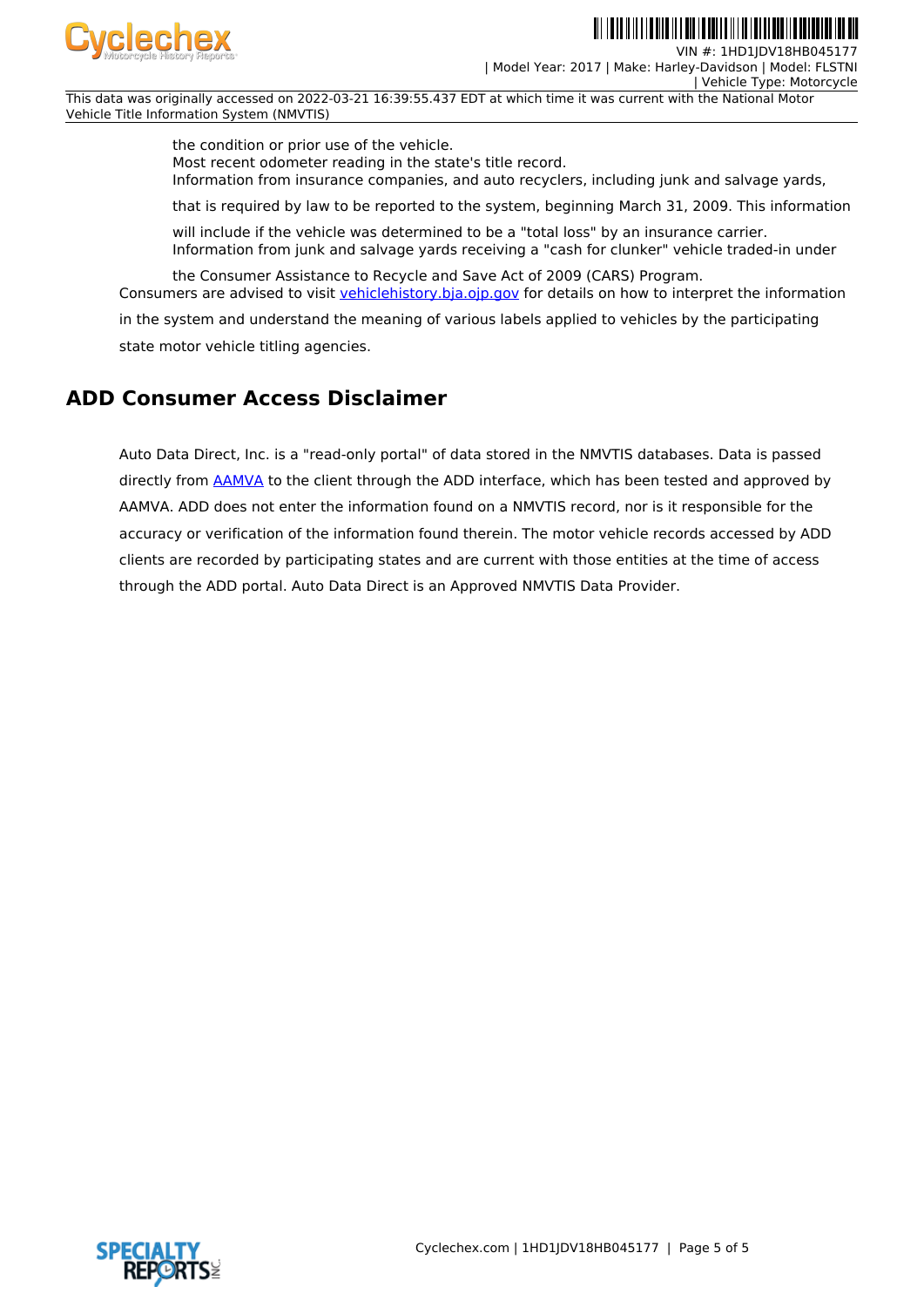the condition or prior use of the vehicle.
Most recent odometer reading in the state's title record.
Information from insurance companies, and auto recyclers, including junk and salvage yards, that is required by law to be reported to the system, beginning March 31, 2009. This information will include if the vehicle was determined to be a "total loss" by an insurance carrier.
Information from junk and salvage yards receiving a "cash for clunker" vehicle traded-in under the Consumer Assistance to Recycle and Save Act of 2009 (CARS) Program.

Consumers are advised to visit vehiclehistory.bja.ojp.gov for details on how to interpret the information in the system and understand the meaning of various labels applied to vehicles by the participating state motor vehicle titling agencies.

## ADD Consumer Access Disclaimer

Auto Data Direct, Inc. is a "read-only portal" of data stored in the NMVTIS databases. Data is passed directly from AAMVA to the client through the ADD interface, which has been tested and approved by AAMVA. ADD does not enter the information found on a NMVTIS record, nor is it responsible for the accuracy or verification of the information found therein. The motor vehicle records accessed by ADD clients are recorded by participating states and are current with those entities at the time of access through the ADD portal. Auto Data Direct is an Approved NMVTIS Data Provider.